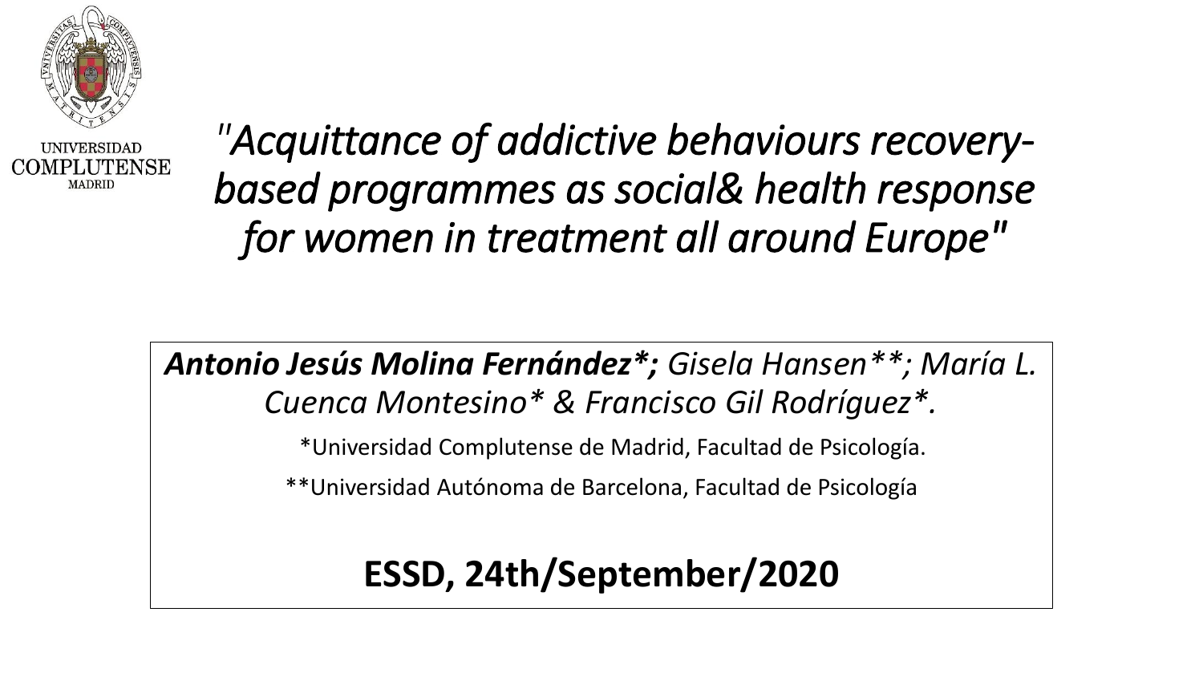UNIVERSIDAD COMPLUTENSE MADRID

# *"Acquittance of addictive behaviours recovery-based programmes as social& health response for women in treatment all around Europe"*

***Antonio Jesús Molina Fernández\*;*** *Gisela Hansen\*\*; María L. Cuenca Montesino\* & Francisco Gil Rodríguez\*.*

*Universidad Complutense de Madrid, Facultad de Psicología.

**Universidad Autónoma de Barcelona, Facultad de Psicología

**ESSD, 24th/September/2020**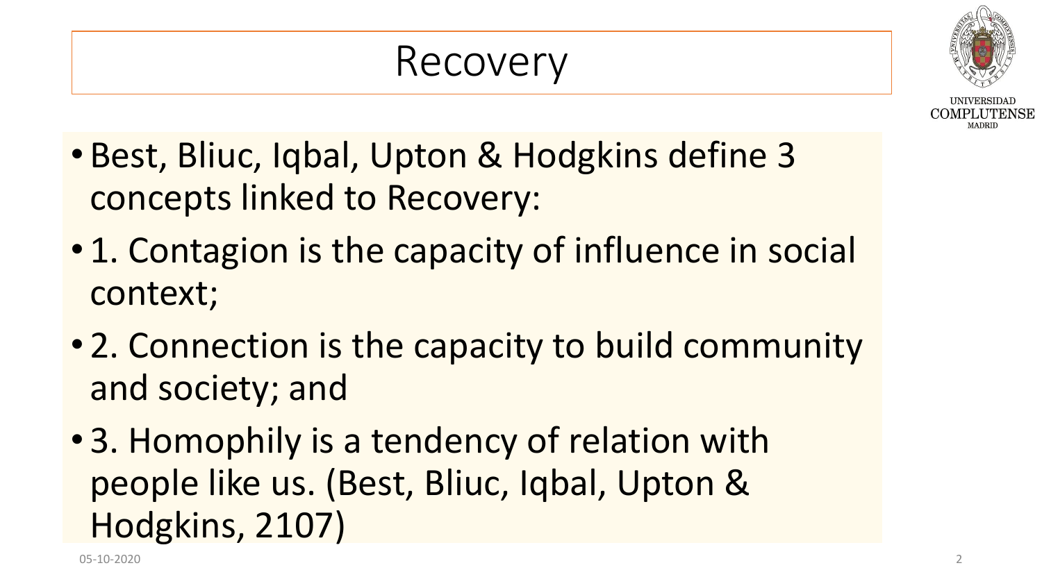# Recovery

- Best, Bliuc, Iqbal, Upton & Hodgkins define 3 concepts linked to Recovery:
- 1. Contagion is the capacity of influence in social context;
- 2. Connection is the capacity to build community and society; and
- 3. Homophily is a tendency of relation with people like us. (Best, Bliuc, Iqbal, Upton & Hodgkins, 2107)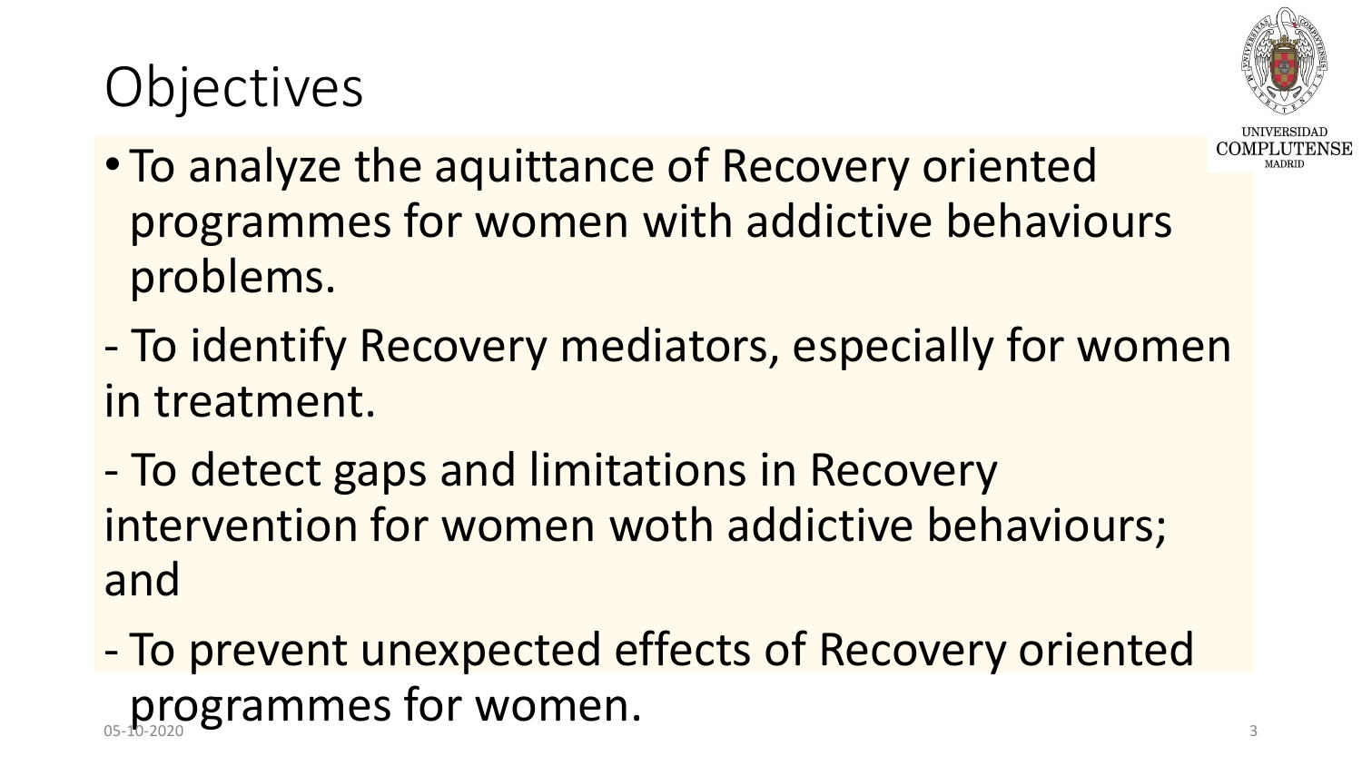# Objectives

- To analyze the aquittance of Recovery oriented programmes for women with addictive behaviours problems.

- To identify Recovery mediators, especially for women in treatment.

- To detect gaps and limitations in Recovery intervention for women woth addictive behaviours; and

- To prevent unexpected effects of Recovery oriented programmes for women.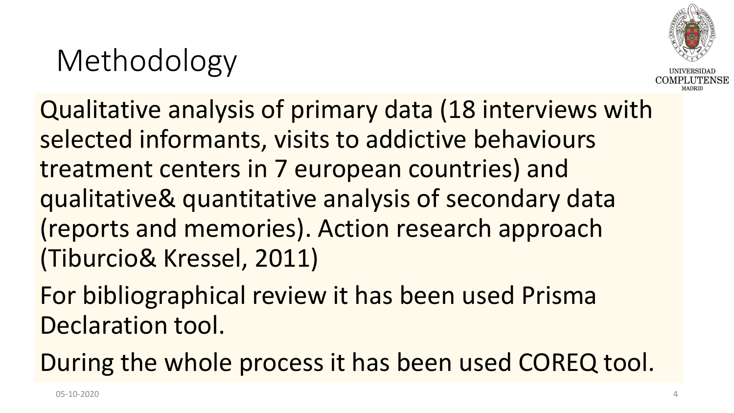# Methodology

Qualitative analysis of primary data (18 interviews with selected informants, visits to addictive behaviours treatment centers in 7 european countries) and qualitative& quantitative analysis of secondary data (reports and memories). Action research approach (Tiburcio& Kressel, 2011)

For bibliographical review it has been used Prisma Declaration tool.

During the whole process it has been used COREQ tool.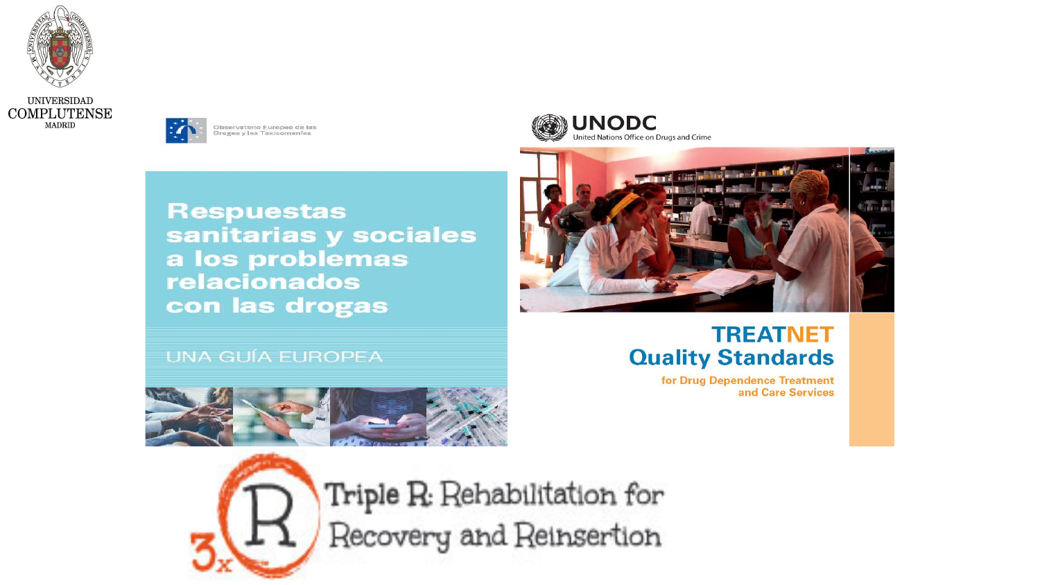UNIVERSIDAD COMPLUTENSE MADRID

Observatorio Europeo de las Drogas y las Toxicomanías

**Respuestas sanitarias y sociales a los problemas relacionados con las drogas**

UNA GUÍA EUROPEA

UNODC
United Nations Office on Drugs and Crime

**TREATNET Quality Standards**

**for Drug Dependence Treatment and Care Services**

3x R

Triple R: Rehabilitation for Recovery and Reinsertion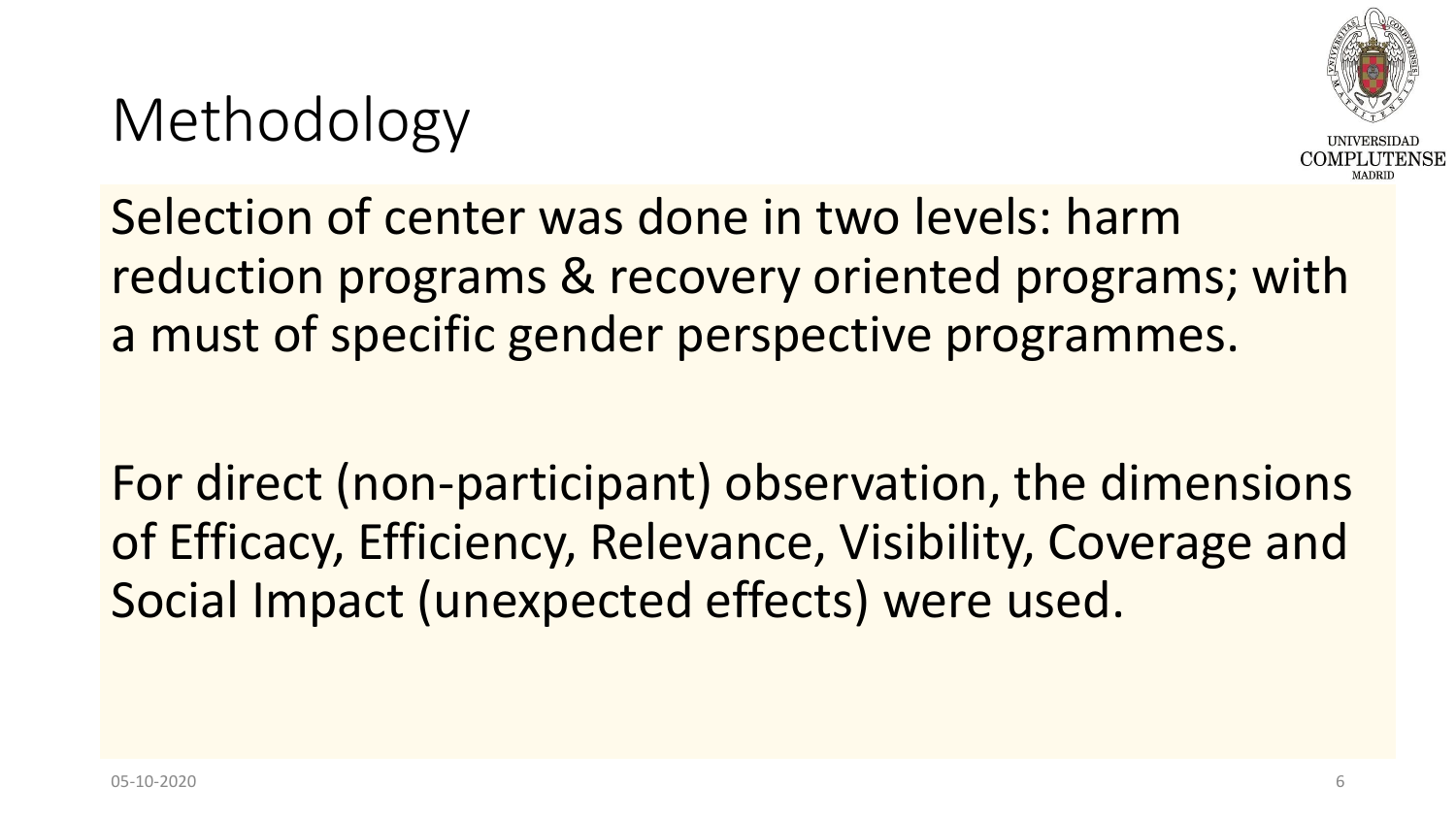# Methodology

Selection of center was done in two levels: harm reduction programs & recovery oriented programs; with a must of specific gender perspective programmes.

For direct (non-participant) observation, the dimensions of Efficacy, Efficiency, Relevance, Visibility, Coverage and Social Impact (unexpected effects) were used.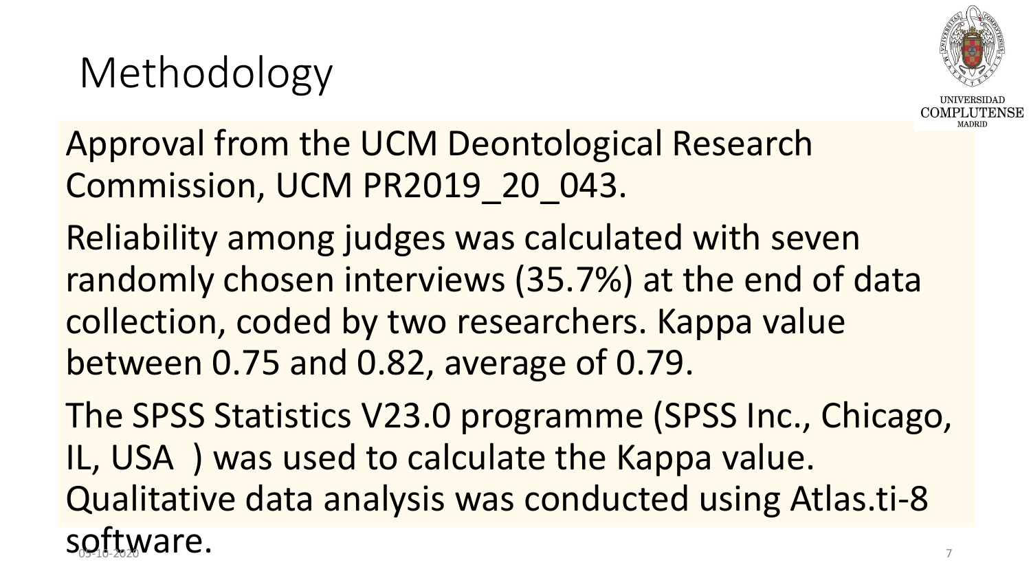# Methodology

Approval from the UCM Deontological Research Commission, UCM PR2019_20_043.

Reliability among judges was calculated with seven randomly chosen interviews (35.7%) at the end of data collection, coded by two researchers. Kappa value between 0.75 and 0.82, average of 0.79.

The SPSS Statistics V23.0 programme (SPSS Inc., Chicago, IL, USA ) was used to calculate the Kappa value. Qualitative data analysis was conducted using Atlas.ti-8 software.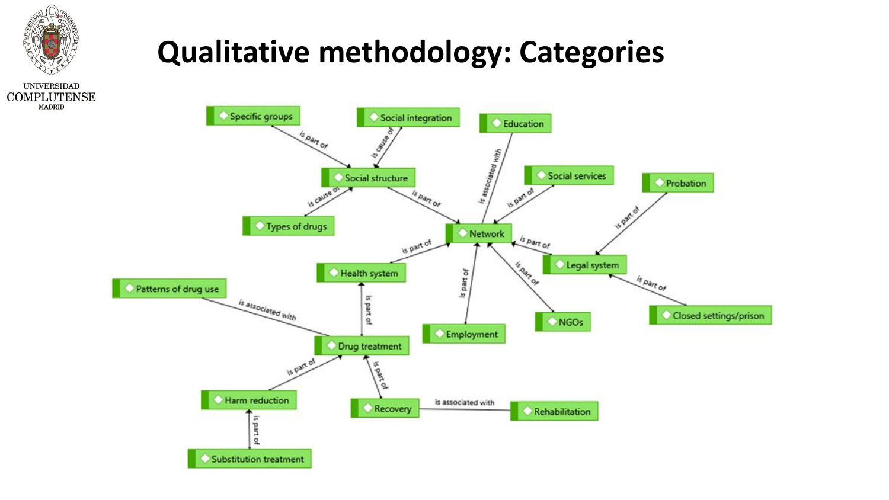# Qualitative methodology: Categories

- Specific groups — is part of → Social structure
- Social integration — is cause of → Social structure
- Types of drugs — is cause of → Social structure
- Social structure — is part of → Network
- Education — is associated with — Network
- Social services — is part of → Network
- Health system — is part of → Network
- Employment — is part of → Network
- NGOs — is part of → Network
- Legal system — is part of → Network
- Probation — is part of → Legal system
- Closed settings/prison — is part of → Legal system
- Drug treatment — is part of → Health system
- Patterns of drug use — is associated with — Drug treatment
- Harm reduction — is part of → Drug treatment
- Recovery — is part of → Drug treatment
- Recovery — is associated with — Rehabilitation
- Substitution treatment — is part of → Harm reduction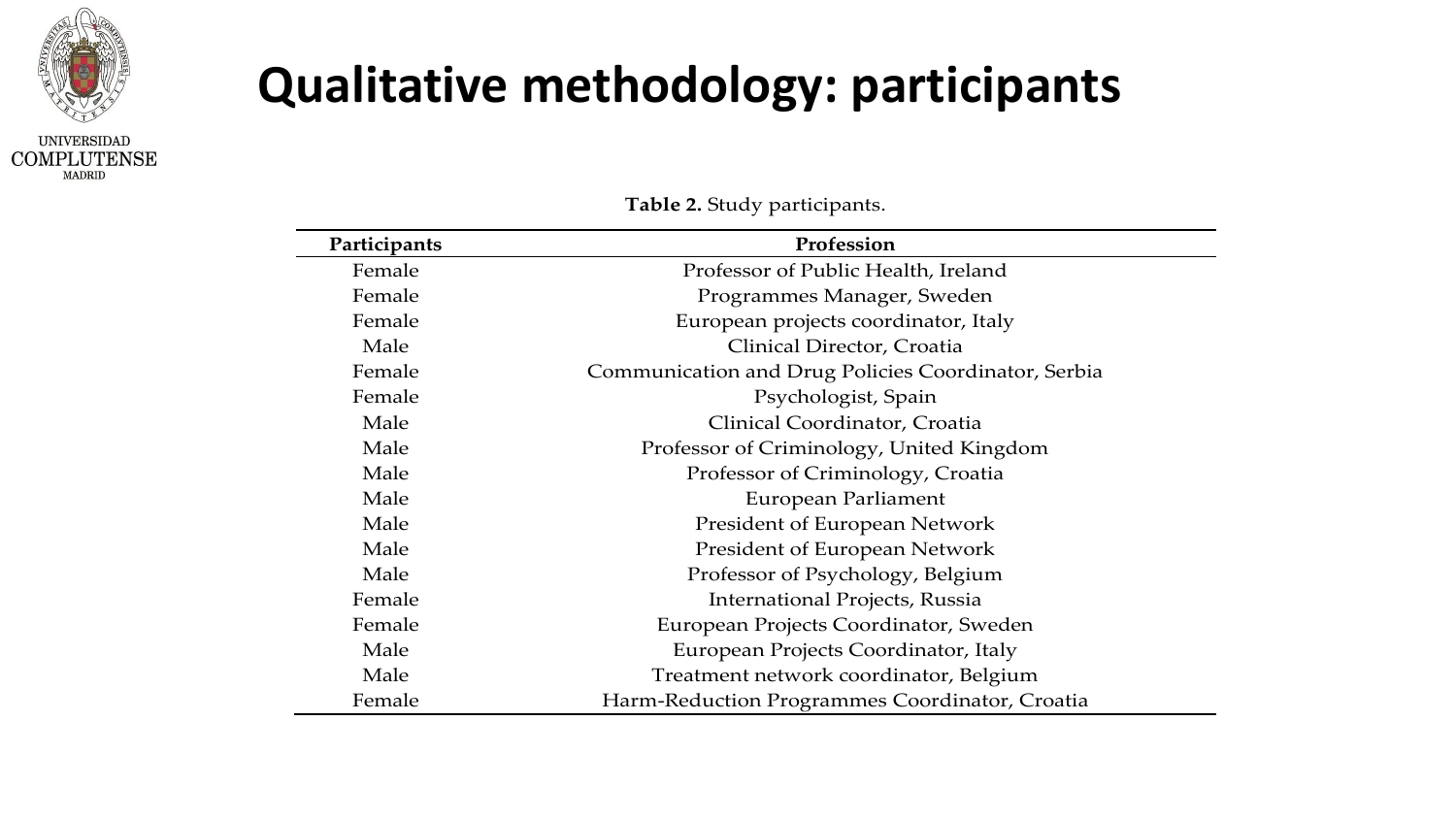# Qualitative methodology: participants

**Table 2.** Study participants.

| Participants | Profession |
|---|---|
| Female | Professor of Public Health, Ireland |
| Female | Programmes Manager, Sweden |
| Female | European projects coordinator, Italy |
| Male | Clinical Director, Croatia |
| Female | Communication and Drug Policies Coordinator, Serbia |
| Female | Psychologist, Spain |
| Male | Clinical Coordinator, Croatia |
| Male | Professor of Criminology, United Kingdom |
| Male | Professor of Criminology, Croatia |
| Male | European Parliament |
| Male | President of European Network |
| Male | President of European Network |
| Male | Professor of Psychology, Belgium |
| Female | International Projects, Russia |
| Female | European Projects Coordinator, Sweden |
| Male | European Projects Coordinator, Italy |
| Male | Treatment network coordinator, Belgium |
| Female | Harm-Reduction Programmes Coordinator, Croatia |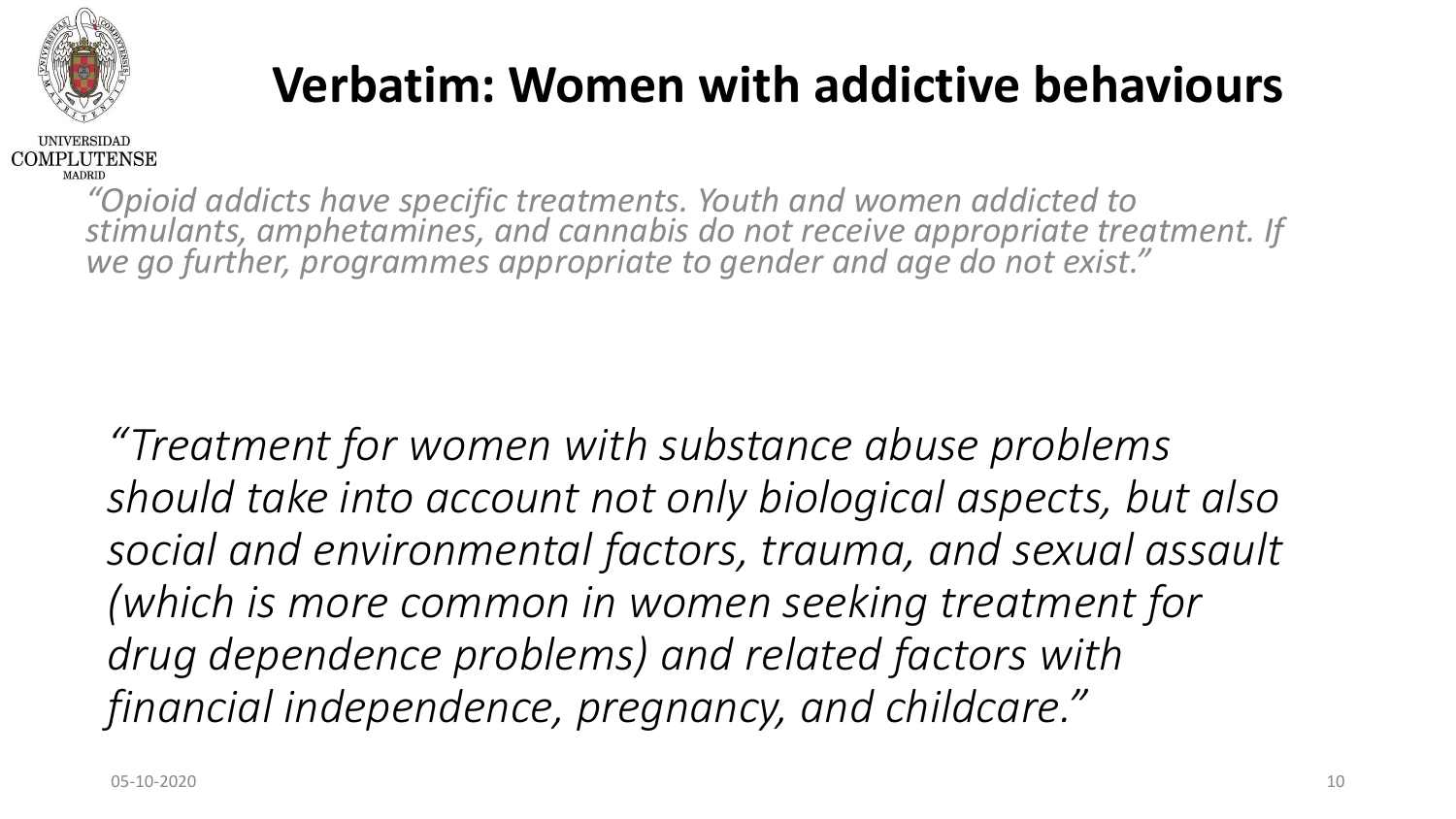# Verbatim: Women with addictive behaviours

*"Opioid addicts have specific treatments. Youth and women addicted to stimulants, amphetamines, and cannabis do not receive appropriate treatment. If we go further, programmes appropriate to gender and age do not exist."*

*"Treatment for women with substance abuse problems should take into account not only biological aspects, but also social and environmental factors, trauma, and sexual assault (which is more common in women seeking treatment for drug dependence problems) and related factors with financial independence, pregnancy, and childcare."*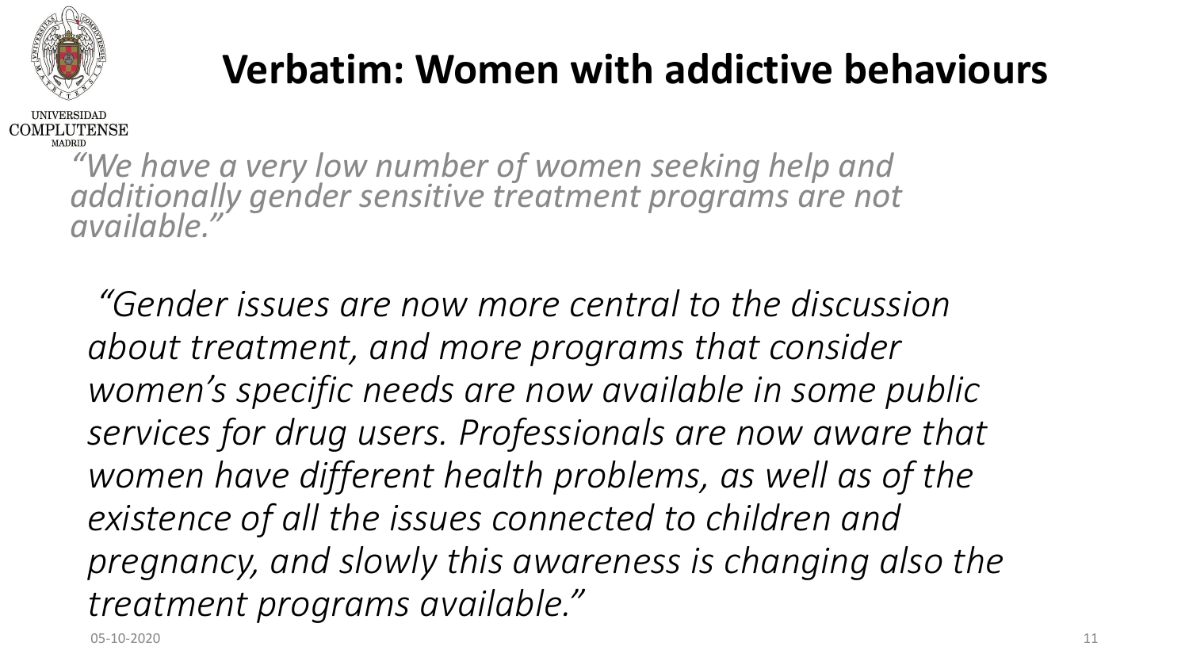# Verbatim: Women with addictive behaviours

*“We have a very low number of women seeking help and additionally gender sensitive treatment programs are not available.”*

*“Gender issues are now more central to the discussion about treatment, and more programs that consider women’s specific needs are now available in some public services for drug users. Professionals are now aware that women have different health problems, as well as of the existence of all the issues connected to children and pregnancy, and slowly this awareness is changing also the treatment programs available.”*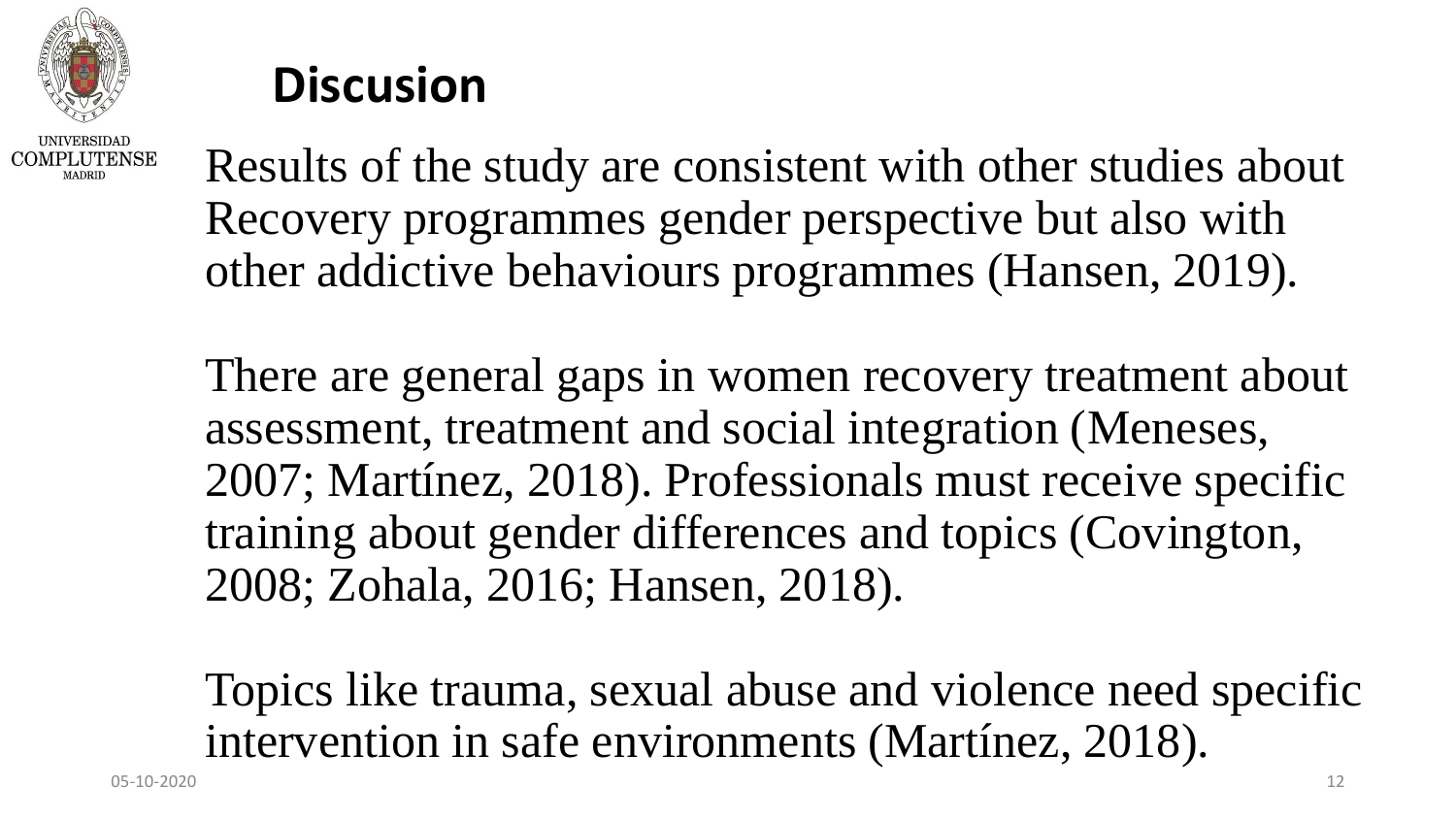# Discusion

Results of the study are consistent with other studies about Recovery programmes gender perspective but also with other addictive behaviours programmes (Hansen, 2019).

There are general gaps in women recovery treatment about assessment, treatment and social integration (Meneses, 2007; Martínez, 2018). Professionals must receive specific training about gender differences and topics (Covington, 2008; Zohala, 2016; Hansen, 2018).

Topics like trauma, sexual abuse and violence need specific intervention in safe environments (Martínez, 2018).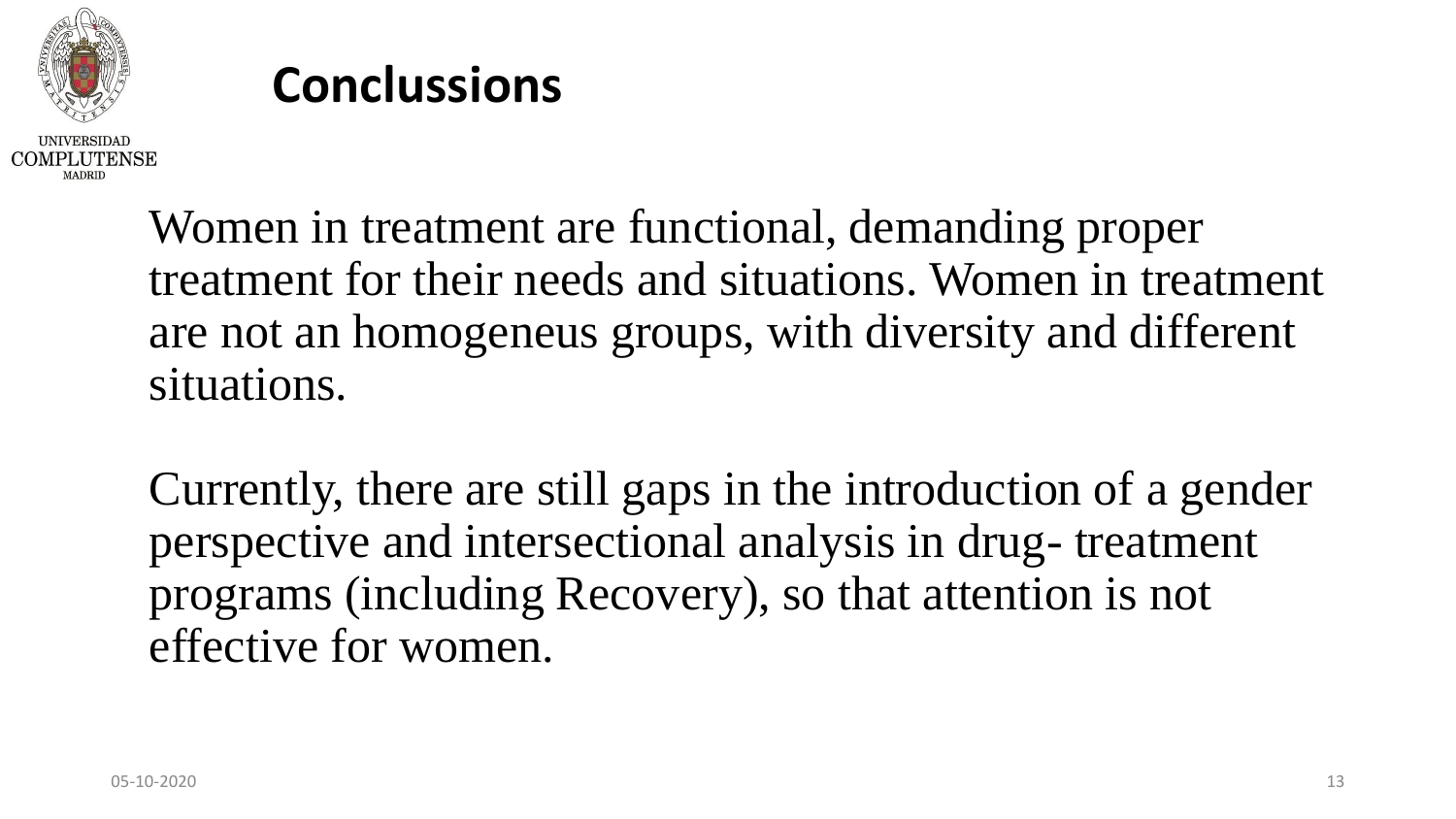# Conclussions

Women in treatment are functional, demanding proper treatment for their needs and situations. Women in treatment are not an homogeneus groups, with diversity and different situations.

Currently, there are still gaps in the introduction of a gender perspective and intersectional analysis in drug- treatment programs (including Recovery), so that attention is not effective for women.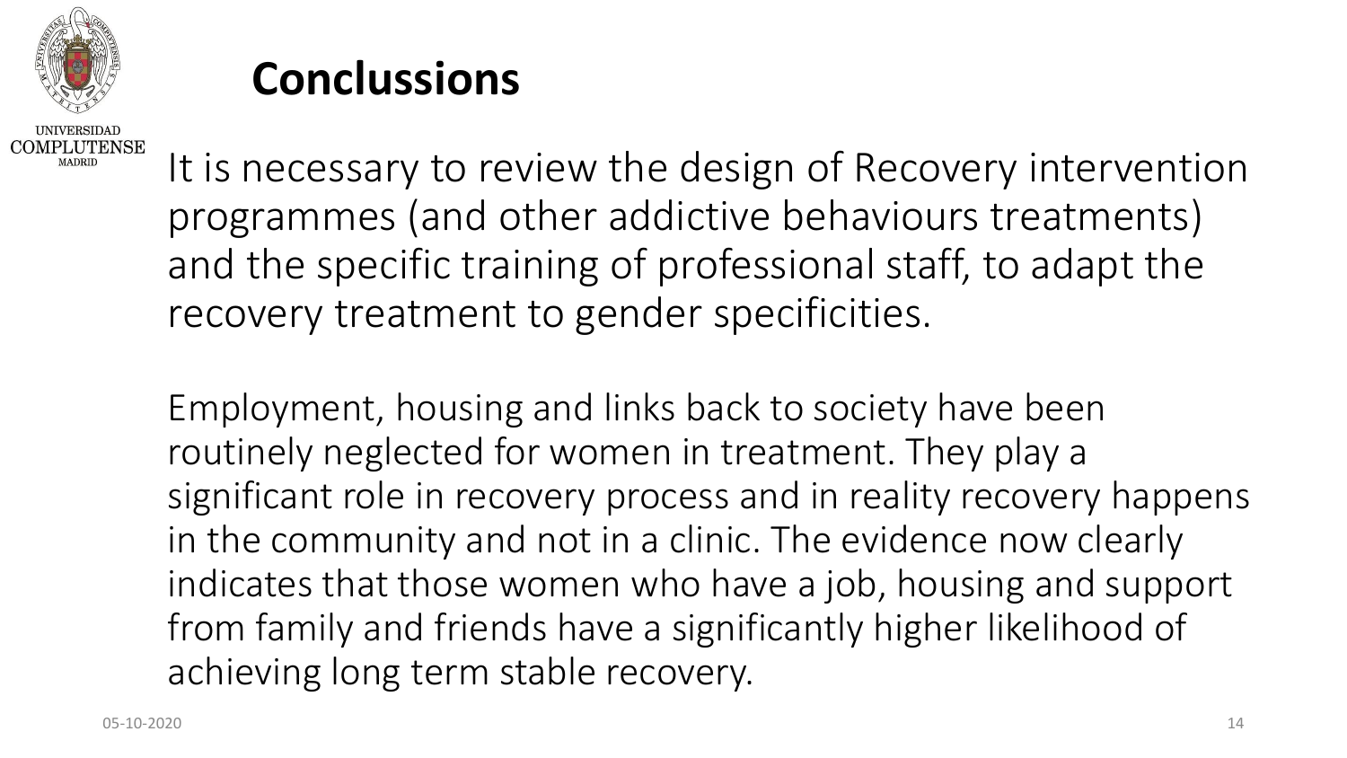## Conclussions

It is necessary to review the design of Recovery intervention programmes (and other addictive behaviours treatments) and the specific training of professional staff, to adapt the recovery treatment to gender specificities.

Employment, housing and links back to society have been routinely neglected for women in treatment. They play a significant role in recovery process and in reality recovery happens in the community and not in a clinic. The evidence now clearly indicates that those women who have a job, housing and support from family and friends have a significantly higher likelihood of achieving long term stable recovery.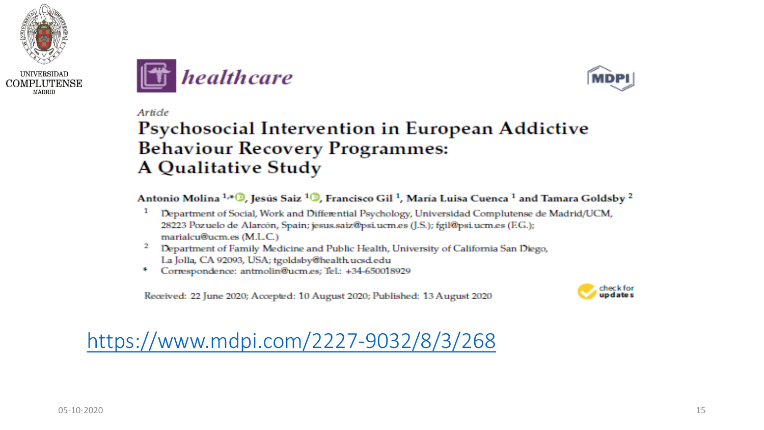UNIVERSIDAD
COMPLUTENSE
MADRID

*healthcare*

MDPI

*Article*

# Psychosocial Intervention in European Addictive Behaviour Recovery Programmes: A Qualitative Study

**Antonio Molina [1,*], Jesús Saiz [1], Francisco Gil [1], María Luisa Cuenca [1] and Tamara Goldsby [2]**

[1] Department of Social, Work and Differential Psychology, Universidad Complutense de Madrid/UCM, 28223 Pozuelo de Alarcón, Spain; jesus.saiz@psi.ucm.es (J.S.); fgil@psi.ucm.es (F.G.); marialcu@ucm.es (M.L.C.)

[2] Department of Family Medicine and Public Health, University of California San Diego, La Jolla, CA 92093, USA; tgoldsby@health.ucsd.edu

[*] Correspondence: antmolin@ucm.es; Tel.: +34-650018929

Received: 22 June 2020; Accepted: 10 August 2020; Published: 13 August 2020

check for updates

https://www.mdpi.com/2227-9032/8/3/268

05-10-2020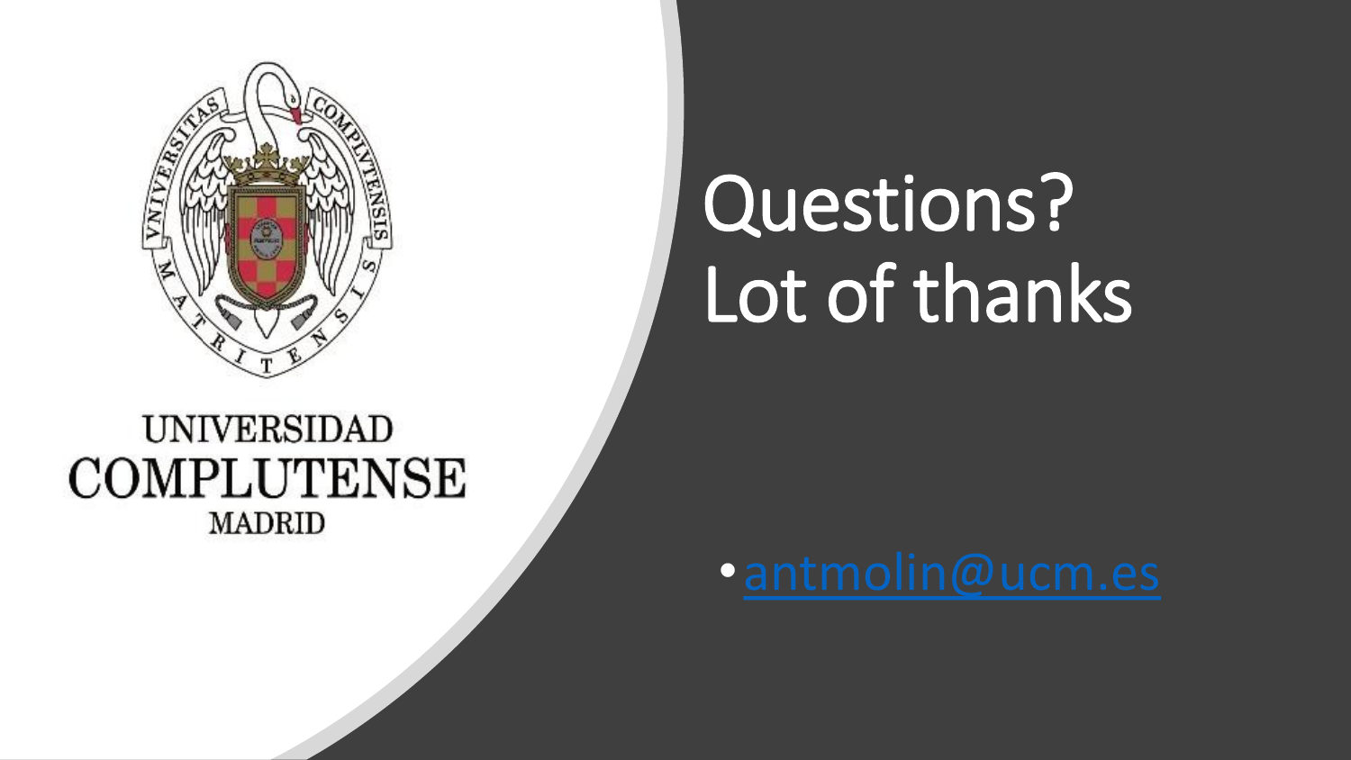UNIVERSIDAD
COMPLUTENSE
MADRID

# Questions?
# Lot of thanks

- antmolin@ucm.es